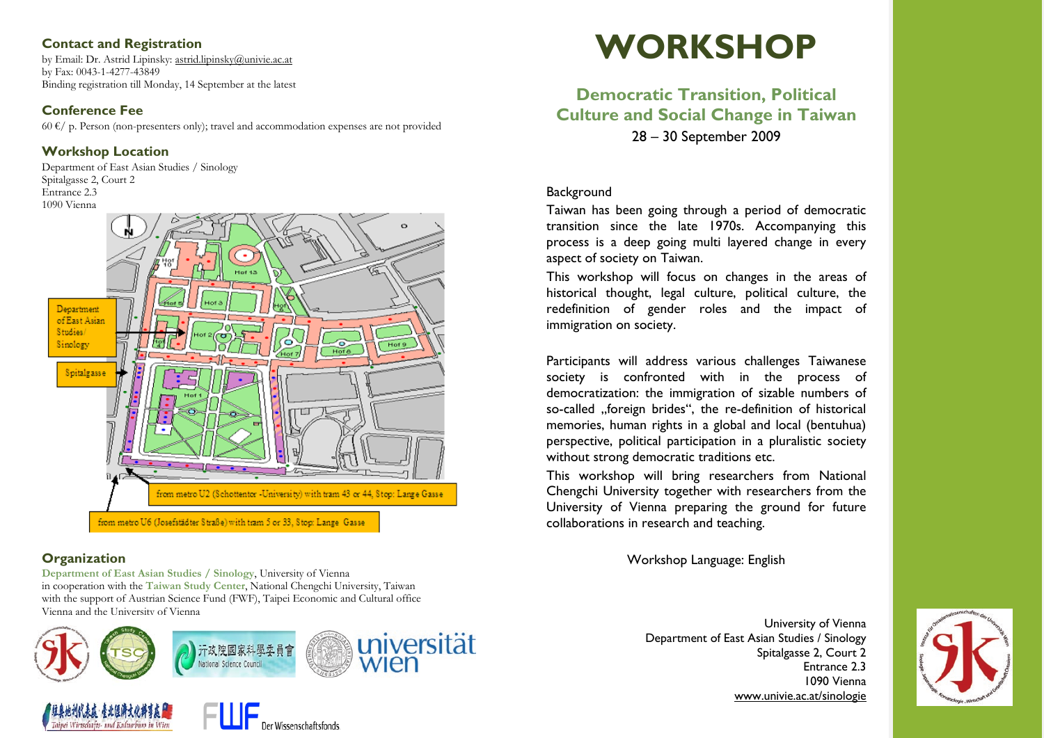## Contact and Registration

by Email: Dr. Astrid Lipinsky: astrid.lipinsky@univie.ac.at
by Fax: 0043-1-4277-43849
Binding registration till Monday, 14 September at the latest

## Conference Fee

60 €/ p. Person (non-presenters only); travel and accommodation expenses are not provided

## Workshop Location

Department of East Asian Studies / Sinology
Spitalgasse 2, Court 2
Entrance 2.3
1090 Vienna

Department of East Asian Studies/ Sinology

Spitalgasse

from metro U2 (Schottentor -University) with tram 43 or 44, Stop: Lange Gasse

from metro U6 (Josefstädter Straße) with tram 5 or 33, Stop: Lange Gasse

## Organization

**Department of East Asian Studies / Sinology**, University of Vienna
in cooperation with the **Taiwan Study Center**, National Chengchi University, Taiwan
with the support of Austrian Science Fund (FWF), Taipei Economic and Cultural office Vienna and the University of Vienna

行政院國家科學委員會 National Science Council

universität wien

駐奧地利代表處 臺北經濟文化辦事處 Taipei Wirtschafts- und Kulturbüro in Wien

FWF Der Wissenschaftsfonds

# WORKSHOP

## Democratic Transition, Political Culture and Social Change in Taiwan

28 – 30 September 2009

Background

Taiwan has been going through a period of democratic transition since the late 1970s. Accompanying this process is a deep going multi layered change in every aspect of society on Taiwan.

This workshop will focus on changes in the areas of historical thought, legal culture, political culture, the redefinition of gender roles and the impact of immigration on society.

Participants will address various challenges Taiwanese society is confronted with in the process of democratization: the immigration of sizable numbers of so-called „foreign brides“, the re-definition of historical memories, human rights in a global and local (bentuhua) perspective, political participation in a pluralistic society without strong democratic traditions etc.

This workshop will bring researchers from National Chengchi University together with researchers from the University of Vienna preparing the ground for future collaborations in research and teaching.

Workshop Language: English

University of Vienna
Department of East Asian Studies / Sinology
Spitalgasse 2, Court 2
Entrance 2.3
1090 Vienna
www.univie.ac.at/sinologie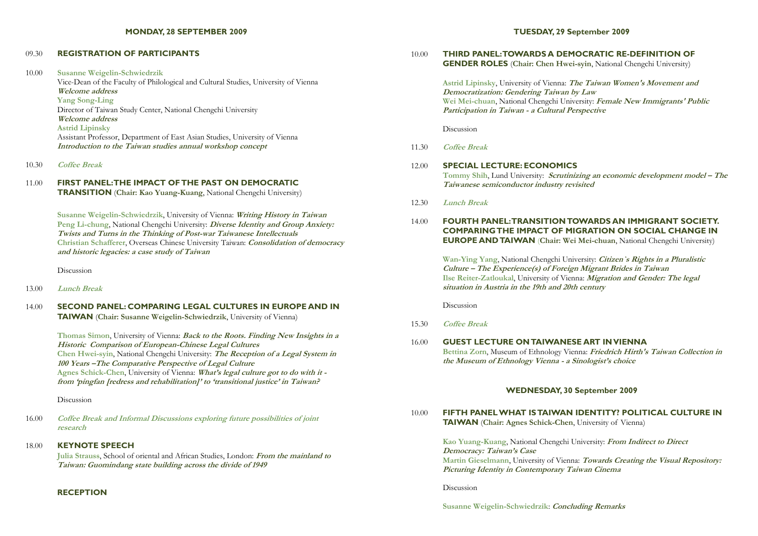## MONDAY, 28 SEPTEMBER 2009

09.30 **REGISTRATION OF PARTICIPANTS**

10.00 **Susanne Weigelin-Schwiedrzik**
Vice-Dean of the Faculty of Philological and Cultural Studies, University of Vienna
***Welcome address***
**Yang Song-Ling**
Director of Taiwan Study Center, National Chengchi University
***Welcome address***
**Astrid Lipinsky**
Assistant Professor, Department of East Asian Studies, University of Vienna
***Introduction to the Taiwan studies annual workshop concept***

10.30 ***Coffee Break***

11.00 **FIRST PANEL: THE IMPACT OF THE PAST ON DEMOCRATIC TRANSITION** (**Chair: Kao Yuang-Kuang**, National Chengchi University)

**Susanne Weigelin-Schwiedrzik**, University of Vienna: ***Writing History in Taiwan***
**Peng Li-chung**, National Chengchi University: ***Diverse Identity and Group Anxiety: Twists and Turns in the Thinking of Post-war Taiwanese Intellectuals***
**Christian Schafferer**, Overseas Chinese University Taiwan: ***Consolidation of democracy and historic legacies: a case study of Taiwan***

Discussion

13.00 ***Lunch Break***

14.00 **SECOND PANEL: COMPARING LEGAL CULTURES IN EUROPE AND IN TAIWAN** (**Chair: Susanne Weigelin-Schwiedrzik**, University of Vienna)

**Thomas Simon**, University of Vienna: ***Back to the Roots. Finding New Insights in a Historic Comparison of European-Chinese Legal Cultures***
**Chen Hwei-syin**, National Chengchi University: ***The Reception of a Legal System in 100 Years –The Comparative Perspective of Legal Culture***
**Agnes Schick-Chen**, University of Vienna: ***What's legal culture got to do with it - from 'pingfan [redress and rehabilitation]' to 'transitional justice' in Taiwan?***

Discussion

16.00 ***Coffee Break and Informal Discussions exploring future possibilities of joint research***

18.00 **KEYNOTE SPEECH**
**Julia Strauss**, School of oriental and African Studies, London: ***From the mainland to Taiwan: Guomindang state building across the divide of 1949***

**RECEPTION**

## TUESDAY, 29 September 2009

10.00 **THIRD PANEL: TOWARDS A DEMOCRATIC RE-DEFINITION OF GENDER ROLES** (**Chair: Chen Hwei-syin**, National Chengchi University)

**Astrid Lipinsky**, University of Vienna: ***The Taiwan Women's Movement and Democratization: Gendering Taiwan by Law***
**Wei Mei-chuan**, National Chengchi University: ***Female New Immigrants' Public Participation in Taiwan - a Cultural Perspective***

Discussion

11.30 ***Coffee Break***

12.00 **SPECIAL LECTURE: ECONOMICS**
**Tommy Shih**, Lund University: ***Scrutinizing an economic development model – The Taiwanese semiconductor industry revisited***

12.30 ***Lunch Break***

14.00 **FOURTH PANEL: TRANSITION TOWARDS AN IMMIGRANT SOCIETY. COMPARING THE IMPACT OF MIGRATION ON SOCIAL CHANGE IN EUROPE AND TAIWAN** (**Chair: Wei Mei-chuan**, National Chengchi University)

**Wan-Ying Yang**, National Chengchi University: ***Citizen's Rights in a Pluralistic Culture – The Experience(s) of Foreign Migrant Brides in Taiwan***
**Ilse Reiter-Zatloukal**, University of Vienna: ***Migration and Gender: The legal situation in Austria in the 19th and 20th century***

Discussion

15.30 ***Coffee Break***

16.00 **GUEST LECTURE ON TAIWANESE ART IN VIENNA**
**Bettina Zorn**, Museum of Ethnology Vienna: ***Friedrich Hirth's Taiwan Collection in the Museum of Ethnology Vienna - a Sinologist's choice***

## WEDNESDAY, 30 September 2009

10.00 **FIFTH PANEL WHAT IS TAIWAN IDENTITY? POLITICAL CULTURE IN TAIWAN** (**Chair: Agnes Schick-Chen**, University of Vienna)

**Kao Yuang-Kuang**, National Chengchi University: ***From Indirect to Direct Democracy: Taiwan's Case***
**Martin Gieselmann**, University of Vienna: ***Towards Creating the Visual Repository: Picturing Identity in Contemporary Taiwan Cinema***

Discussion

**Susanne Weigelin-Schwiedrzik**: ***Concluding Remarks***